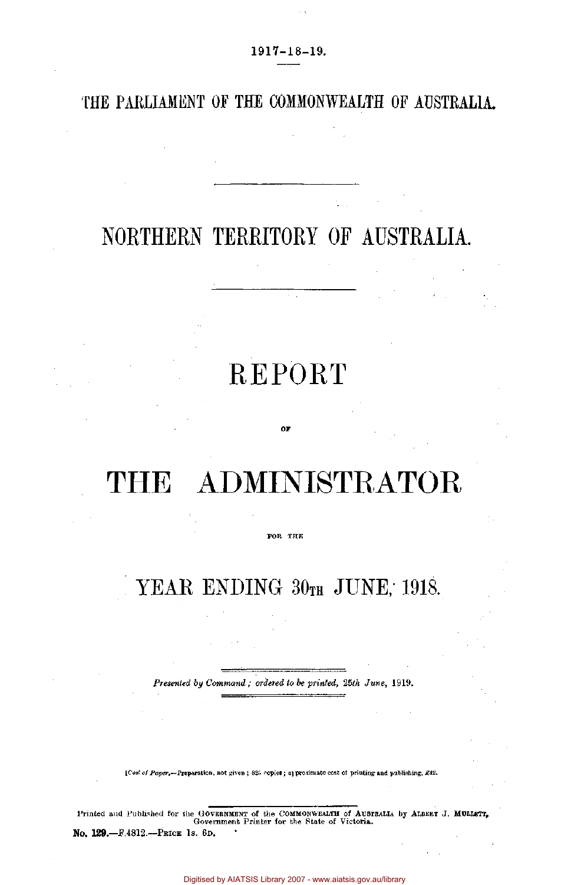1917-18-19.

THE PARLIAMENT OF THE COMMONWEALTH OF AUSTRALIA.

# NORTHERN TERRITORY OF AUSTRALIA.

# REPORT

OF

# THE ADMINISTRATOR

FOR THE

## YEAR ENDING 30TH JUNE, 1918.

*Presented by Command; ordered to be printed, 25th June,* 1919.

[*Cost of Paper.*—Preparation, not given; 825 copies; approximate cost of printing and publishing, £42.

Printed and Published for the GOVERNMENT of the COMMONWEALTH of AUSTRALIA by ALBERT J. MULLETT, Government Printer for the State of Victoria.

No. 129.—F.4812.—PRICE 1s. 6D.

Digitised by AIATSIS Library 2007 - www.aiatsis.gov.au/library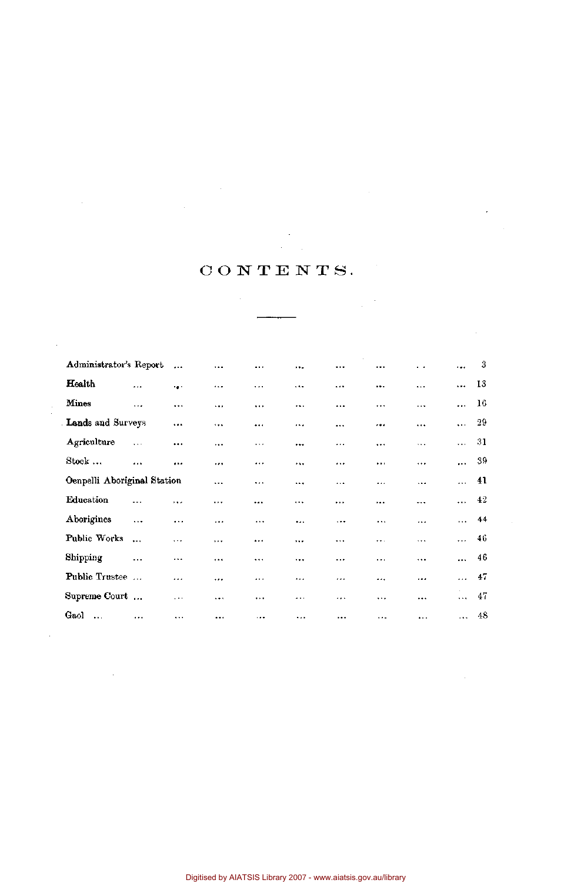# CONTENTS.

| | |
|---|---|
| Administrator's Report | 3 |
| Health | 13 |
| Mines | 16 |
| Lands and Surveys | 29 |
| Agriculture | 31 |
| Stock | 39 |
| Oenpelli Aboriginal Station | 41 |
| Education | 42 |
| Aborigines | 44 |
| Public Works | 46 |
| Shipping | 46 |
| Public Trustee | 47 |
| Supreme Court | 47 |
| Gaol | 48 |

Digitised by AIATSIS Library 2007 - www.aiatsis.gov.au/library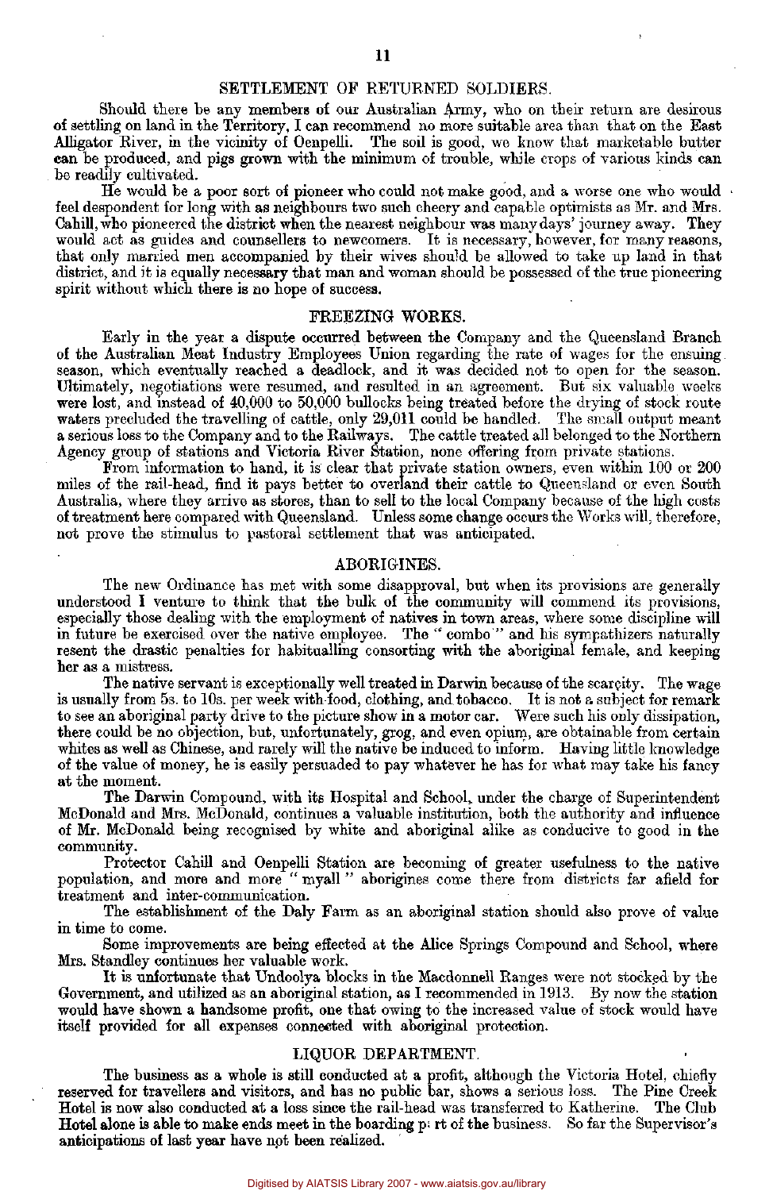## SETTLEMENT OF RETURNED SOLDIERS.

Should there be any members of our Australian Army, who on their return are desirous of settling on land in the Territory, I can recommend no more suitable area than that on the East Alligator River, in the vicinity of Oenpelli. The soil is good, we know that marketable butter can be produced, and pigs grown with the minimum of trouble, while crops of various kinds can be readily cultivated.

He would be a poor sort of pioneer who could not make good, and a worse one who would feel despondent for long with as neighbours two such cheery and capable optimists as Mr. and Mrs. Cahill, who pioneered the district when the nearest neighbour was many days' journey away. They would act as guides and counsellers to newcomers. It is necessary, however, for many reasons, that only married men accompanied by their wives should be allowed to take up land in that district, and it is equally necessary that man and woman should be possessed of the true pioneering spirit without which there is no hope of success.

## FREEZING WORKS.

Early in the year a dispute occurred between the Company and the Queensland Branch of the Australian Meat Industry Employees Union regarding the rate of wages for the ensuing season, which eventually reached a deadlock, and it was decided not to open for the season. Ultimately, negotiations were resumed, and resulted in an agreement. But six valuable weeks were lost, and instead of 40,000 to 50,000 bullocks being treated before the drying of stock route waters precluded the travelling of cattle, only 29,011 could be handled. The small output meant a serious loss to the Company and to the Railways. The cattle treated all belonged to the Northern Agency group of stations and Victoria River Station, none offering from private stations.

From information to hand, it is clear that private station owners, even within 100 or 200 miles of the rail-head, find it pays better to overland their cattle to Queensland or even South Australia, where they arrive as stores, than to sell to the local Company because of the high costs of treatment here compared with Queensland. Unless some change occurs the Works will, therefore, not prove the stimulus to pastoral settlement that was anticipated.

## ABORIGINES.

The new Ordinance has met with some disapproval, but when its provisions are generally understood I venture to think that the bulk of the community will commend its provisions, especially those dealing with the employment of natives in town areas, where some discipline will in future be exercised over the native employee. The "combo" and his sympathizers naturally resent the drastic penalties for habitualling consorting with the aboriginal female, and keeping her as a mistress.

The native servant is exceptionally well treated in Darwin because of the scarçity. The wage is usually from 5s. to 10s. per week with food, clothing, and tobacco. It is not a subject for remark to see an aboriginal party drive to the picture show in a motor car. Were such his only dissipation, there could be no objection, but, unfortunately, grog, and even opium, are obtainable from certain whites as well as Chinese, and rarely will the native be induced to inform. Having little knowledge of the value of money, he is easily persuaded to pay whatever he has for what may take his fancy at the moment.

The Darwin Compound, with its Hospital and School, under the charge of Superintendent McDonald and Mrs. McDonald, continues a valuable institution, both the authority and influence of Mr. McDonald being recognised by white and aboriginal alike as conducive to good in the community.

Protector Cahill and Oenpelli Station are becoming of greater usefulness to the native population, and more and more "myall" aborigines come there from districts far afield for treatment and inter-communication.

The establishment of the Daly Farm as an aboriginal station should also prove of value in time to come.

Some improvements are being effected at the Alice Springs Compound and School, where Mrs. Standley continues her valuable work.

It is unfortunate that Undoolya blocks in the Macdonnell Ranges were not stocked by the Government, and utilized as an aboriginal station, as I recommended in 1913. By now the station would have shown a handsome profit, one that owing to the increased value of stock would have itself provided for all expenses connected with aboriginal protection.

## LIQUOR DEPARTMENT.

The business as a whole is still conducted at a profit, although the Victoria Hotel, chiefly reserved for travellers and visitors, and has no public bar, shows a serious loss. The Pine Creek Hotel is now also conducted at a loss since the rail-head was transferred to Katherine. The Club Hotel alone is able to make ends meet in the boarding part of the business. So far the Supervisor's anticipations of last year have not been realized.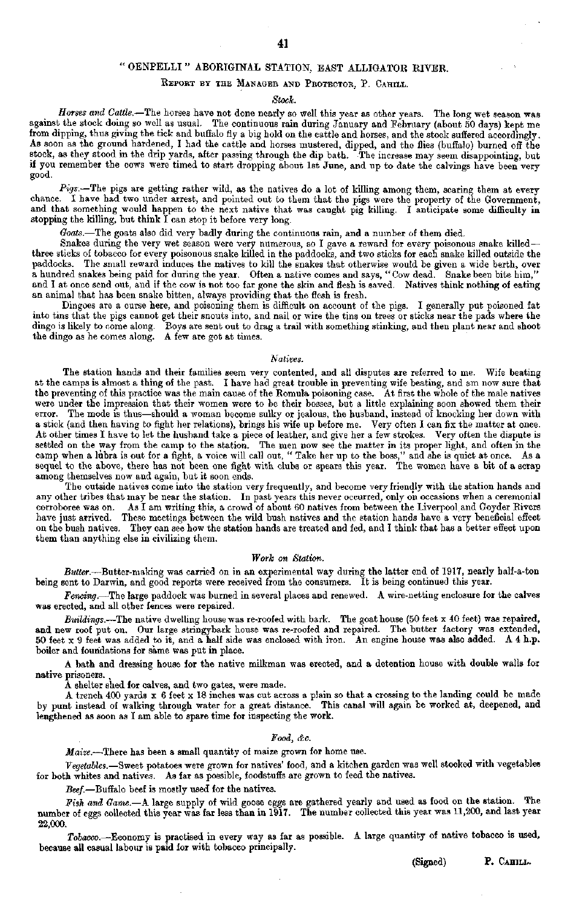## "OENPELLI" ABORIGINAL STATION, EAST ALLIGATOR RIVER.

### Report by the Manager and Protector, P. Cahill.

#### *Stock.*

*Horses and Cattle.*—The horses have not done nearly so well this year as other years. The long wet season was against the stock doing so well as usual. The continuous rain during January and February (about 50 days) kept me from dipping, thus giving the tick and buffalo fly a big hold on the cattle and horses, and the stock suffered accordingly. As soon as the ground hardened, I had the cattle and horses mustered, dipped, and the flies (buffalo) burned off the stock, as they stood in the drip yards, after passing through the dip bath. The increase may seem disappointing, but if you remember the cows were timed to start dropping about 1st June, and up to date the calvings have been very good.

*Pigs.*—The pigs are getting rather wild, as the natives do a lot of killing among them, scaring them at every chance. I have had two under arrest, and pointed out to them that the pigs were the property of the Government, and that something would happen to the next native that was caught pig killing. I anticipate some difficulty in stopping the killing, but think I can stop it before very long.

*Goats.*—The goats also did very badly during the continuous rain, and a number of them died.

Snakes during the very wet season were very numerous, so I gave a reward for every poisonous snake killed—three sticks of tobacco for every poisonous snake killed in the paddocks, and two sticks for each snake killed outside the paddocks. The small reward induces the natives to kill the snakes that otherwise would be given a wide berth, over a hundred snakes being paid for during the year. Often a native comes and says, "Cow dead. Snake been bite him," and I at once send out, and if the cow is not too far gone the skin and flesh is saved. Natives think nothing of eating an animal that has been snake bitten, always providing that the flesh is fresh.

Dingoes are a curse here, and poisoning them is difficult on account of the pigs. I generally put poisoned fat into tins that the pigs cannot get their snouts into, and nail or wire the tins on trees or sticks near the pads where the dingo is likely to come along. Boys are sent out to drag a trail with something stinking, and then plant near and shoot the dingo as he comes along. A few are got at times.

#### *Natives.*

The station hands and their families seem very contented, and all disputes are referred to me. Wife beating at the camps is almost a thing of the past. I have had great trouble in preventing wife beating, and am now sure that the preventing of this practice was the main cause of the Romula poisoning case. At first the whole of the male natives were under the impression that their women were to be their bosses, but a little explaining soon showed them their error. The mode is thus—should a woman become sulky or jealous, the husband, instead of knocking her down with a stick (and then having to fight her relations), brings his wife up before me. Very often I can fix the matter at once. At other times I have to let the husband take a piece of leather, and give her a few strokes. Very often the dispute is settled on the way from the camp to the station. The men now see the matter in its proper light, and often in the camp when a lùbra is out for a fight, a voice will call out, "Take her up to the boss," and she is quiet at once. As a sequel to the above, there has not been one fight with clubs or spears this year. The women have a bit of a scrap among themselves now and again, but it soon ends.

The outside natives come into the station very frequently, and become very friendly with the station hands and any other tribes that may be near the station. In past years this never occurred, only on occasions when a ceremonial corroboree was on. As I am writing this, a crowd of about 60 natives from between the Liverpool and Goyder Rivers have just arrived. These meetings between the wild bush natives and the station hands have a very beneficial effect on the bush natives. They can see how the station hands are treated and fed, and I think that has a better effect upon them than anything else in civilizing them.

#### *Work on Station.*

*Butter.*—Butter-making was carried on in an experimental way during the latter end of 1917, nearly half-a-ton being sent to Darwin, and good reports were received from the consumers. It is being continued this year.

*Fencing.*—The large paddock was burned in several places and renewed. A wire-netting enclosure for the calves was erected, and all other fences were repaired.

*Buildings.*—The native dwelling house was re-roofed with bark. The goat house (50 feet x 40 feet) was repaired, and new roof put on. Our large stringybark house was re-roofed and repaired. The butter factory was extended, 50 feet x 9 feet was added to it, and a half side was enclosed with iron. An engine house was also added. A 4 h.p. boiler and foundations for same was put in place.

A bath and dressing house for the native milkman was erected, and a detention house with double walls for native prisoners.

A shelter shed for calves, and two gates, were made.

A trench 400 yards x 6 feet x 18 inches was cut across a plain so that a crossing to the landing could be made by punt instead of walking through water for a great distance. This canal will again be worked at, deepened, and lengthened as soon as I am able to spare time for inspecting the work.

#### *Food, &c.*

*Maize.*—There has been a small quantity of maize grown for home use.

*Vegetables.*—Sweet potatoes were grown for natives' food, and a kitchen garden was well stocked with vegetables for both whites and natives. As far as possible, foodstuffs are grown to feed the natives.

*Beef.*—Buffalo beef is mostly used for the natives.

*Fish and Game.*—A large supply of wild goose eggs are gathered yearly and used as food on the station. The number of eggs collected this year was far less than in 1917. The number collected this year was 11,200, and last year 22,000.

*Tobacco.*—Economy is practised in every way as far as possible. A large quantity of native tobacco is used, because all casual labour is paid for with tobacco principally.

(Signed) P. Cahill.